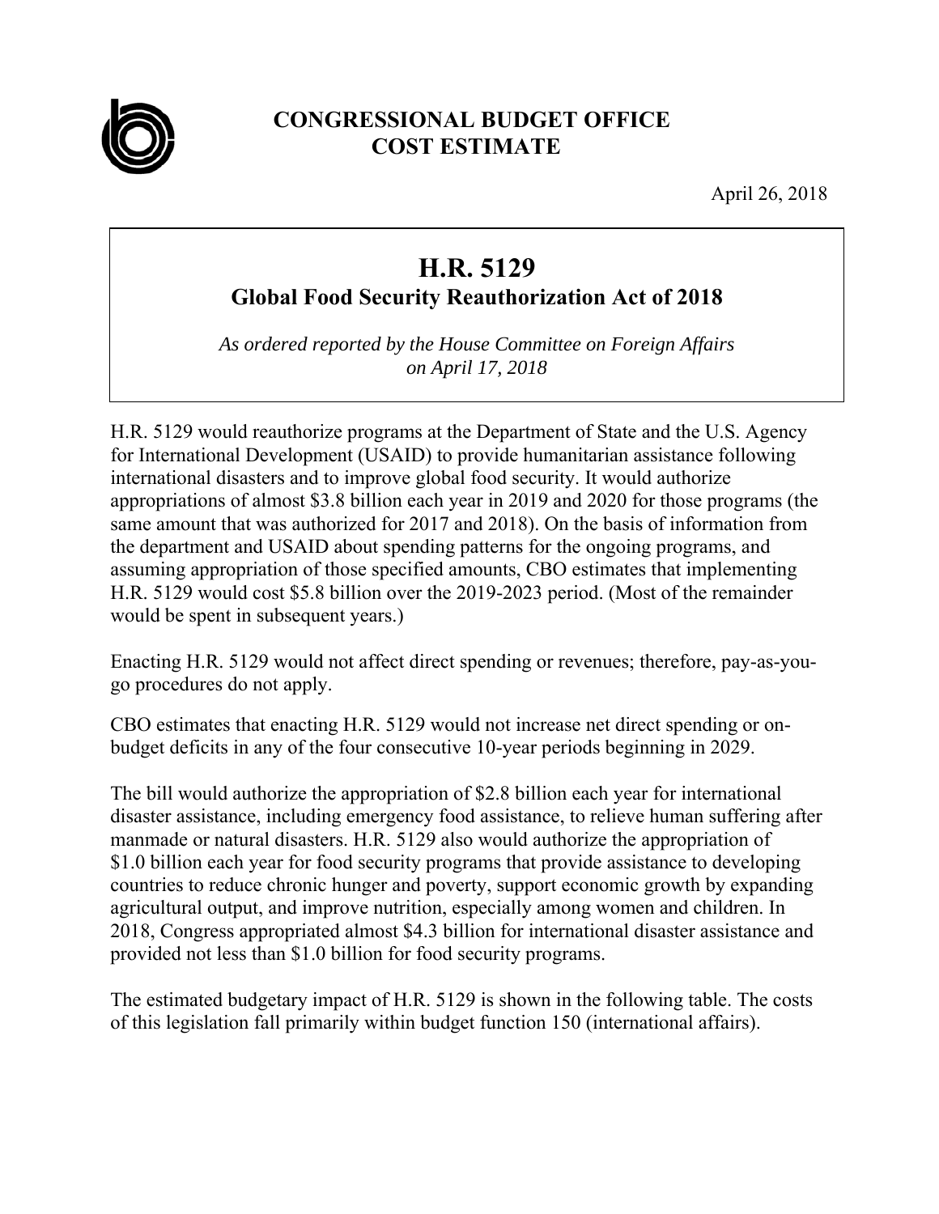# CONGRESSIONAL BUDGET OFFICE COST ESTIMATE

April 26, 2018

## H.R. 5129
### Global Food Security Reauthorization Act of 2018

*As ordered reported by the House Committee on Foreign Affairs on April 17, 2018*

H.R. 5129 would reauthorize programs at the Department of State and the U.S. Agency for International Development (USAID) to provide humanitarian assistance following international disasters and to improve global food security. It would authorize appropriations of almost $3.8 billion each year in 2019 and 2020 for those programs (the same amount that was authorized for 2017 and 2018). On the basis of information from the department and USAID about spending patterns for the ongoing programs, and assuming appropriation of those specified amounts, CBO estimates that implementing H.R. 5129 would cost $5.8 billion over the 2019-2023 period. (Most of the remainder would be spent in subsequent years.)

Enacting H.R. 5129 would not affect direct spending or revenues; therefore, pay-as-you-go procedures do not apply.

CBO estimates that enacting H.R. 5129 would not increase net direct spending or on-budget deficits in any of the four consecutive 10-year periods beginning in 2029.

The bill would authorize the appropriation of $2.8 billion each year for international disaster assistance, including emergency food assistance, to relieve human suffering after manmade or natural disasters. H.R. 5129 also would authorize the appropriation of $1.0 billion each year for food security programs that provide assistance to developing countries to reduce chronic hunger and poverty, support economic growth by expanding agricultural output, and improve nutrition, especially among women and children. In 2018, Congress appropriated almost $4.3 billion for international disaster assistance and provided not less than $1.0 billion for food security programs.

The estimated budgetary impact of H.R. 5129 is shown in the following table. The costs of this legislation fall primarily within budget function 150 (international affairs).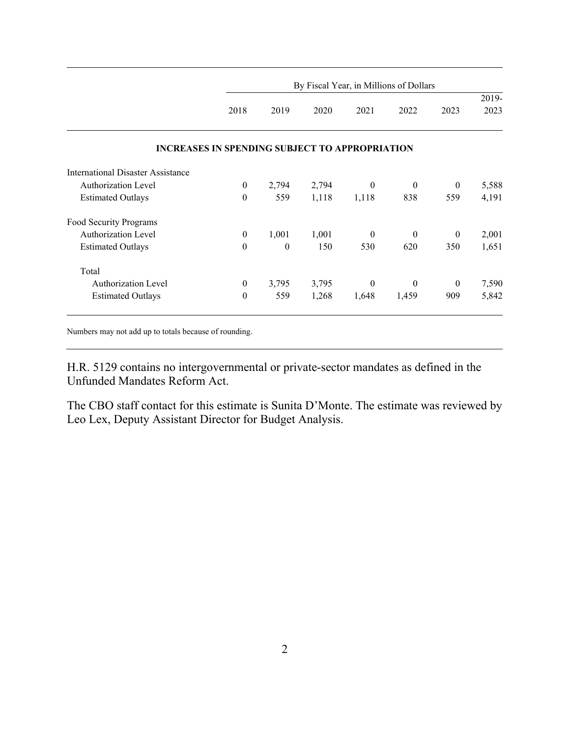| | By Fiscal Year, in Millions of Dollars | | | | | | |
|---|---|---|---|---|---|---|---|
| | 2018 | 2019 | 2020 | 2021 | 2022 | 2023 | 2019-2023 |
| **INCREASES IN SPENDING SUBJECT TO APPROPRIATION** | | | | | | | |
| International Disaster Assistance | | | | | | | |
| Authorization Level | 0 | 2,794 | 2,794 | 0 | 0 | 0 | 5,588 |
| Estimated Outlays | 0 | 559 | 1,118 | 1,118 | 838 | 559 | 4,191 |
| Food Security Programs | | | | | | | |
| Authorization Level | 0 | 1,001 | 1,001 | 0 | 0 | 0 | 2,001 |
| Estimated Outlays | 0 | 0 | 150 | 530 | 620 | 350 | 1,651 |
| Total | | | | | | | |
| Authorization Level | 0 | 3,795 | 3,795 | 0 | 0 | 0 | 7,590 |
| Estimated Outlays | 0 | 559 | 1,268 | 1,648 | 1,459 | 909 | 5,842 |

Numbers may not add up to totals because of rounding.

H.R. 5129 contains no intergovernmental or private-sector mandates as defined in the Unfunded Mandates Reform Act.

The CBO staff contact for this estimate is Sunita D'Monte. The estimate was reviewed by Leo Lex, Deputy Assistant Director for Budget Analysis.